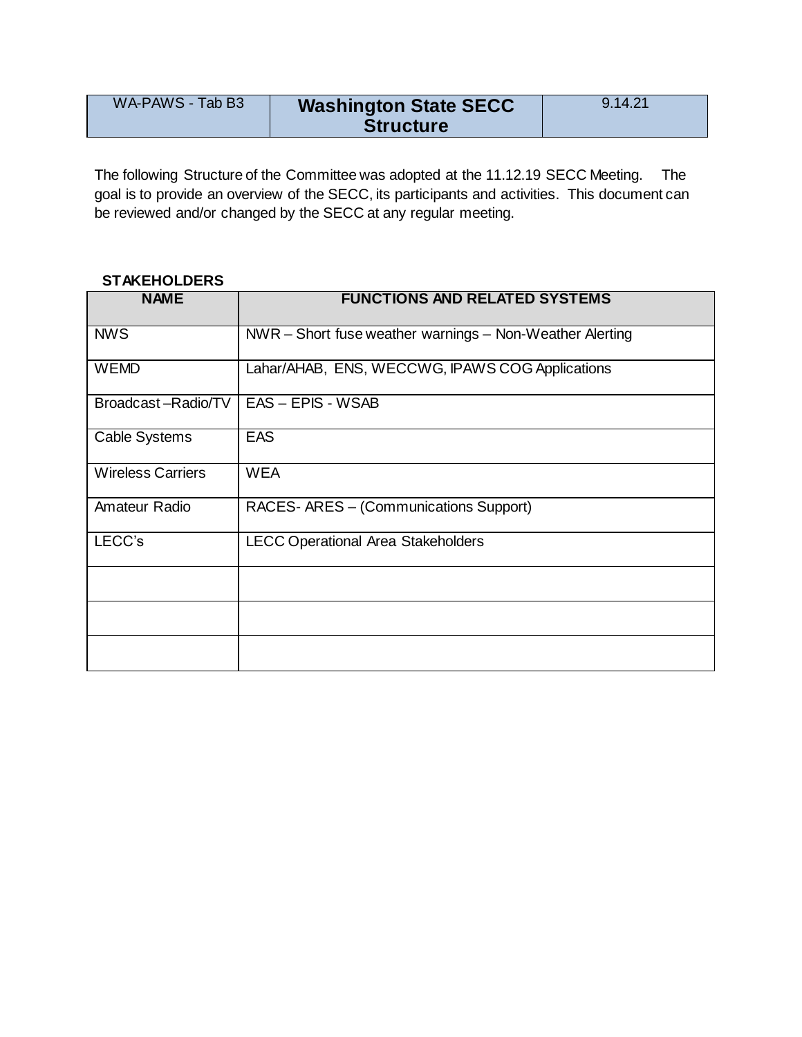| WA-PAWS - Tab B3 | **Washington State SECC Structure** | 9.14.21 |
|---|---|---|

The following Structure of the Committee was adopted at the 11.12.19 SECC Meeting. The goal is to provide an overview of the SECC, its participants and activities. This document can be reviewed and/or changed by the SECC at any regular meeting.

**STAKEHOLDERS**

| NAME | FUNCTIONS AND RELATED SYSTEMS |
|---|---|
| NWS | NWR – Short fuse weather warnings – Non-Weather Alerting |
| WEMD | Lahar/AHAB, ENS, WECCWG, IPAWS COG Applications |
| Broadcast –Radio/TV | EAS – EPIS - WSAB |
| Cable Systems | EAS |
| Wireless Carriers | WEA |
| Amateur Radio | RACES- ARES – (Communications Support) |
| LECC's | LECC Operational Area Stakeholders |
| | |
| | |
| | |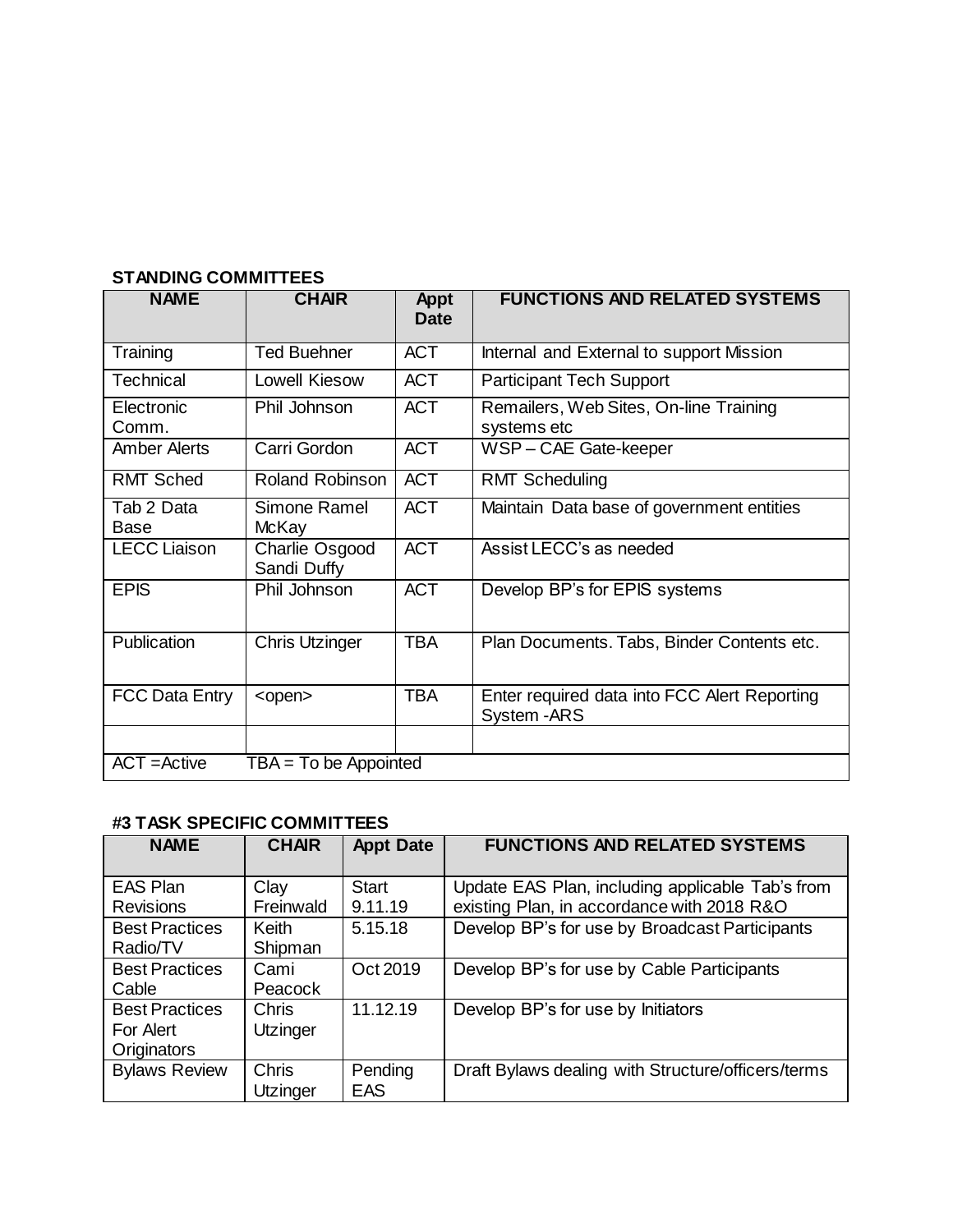**STANDING COMMITTEES**

| NAME | CHAIR | Appt Date | FUNCTIONS AND RELATED SYSTEMS |
|---|---|---|---|
| Training | Ted Buehner | ACT | Internal and External to support Mission |
| Technical | Lowell Kiesow | ACT | Participant Tech Support |
| Electronic Comm. | Phil Johnson | ACT | Remailers, Web Sites, On-line Training systems etc |
| Amber Alerts | Carri Gordon | ACT | WSP – CAE Gate-keeper |
| RMT Sched | Roland Robinson | ACT | RMT Scheduling |
| Tab 2 Data Base | Simone Ramel McKay | ACT | Maintain Data base of government entities |
| LECC Liaison | Charlie Osgood Sandi Duffy | ACT | Assist LECC's as needed |
| EPIS | Phil Johnson | ACT | Develop BP's for EPIS systems |
| Publication | Chris Utzinger | TBA | Plan Documents. Tabs, Binder Contents etc. |
| FCC Data Entry | <open> | TBA | Enter required data into FCC Alert Reporting System -ARS |
| | | | |
| ACT =Active TBA = To be Appointed | | | |

**#3 TASK SPECIFIC COMMITTEES**

| NAME | CHAIR | Appt Date | FUNCTIONS AND RELATED SYSTEMS |
|---|---|---|---|
| EAS Plan Revisions | Clay Freinwald | Start 9.11.19 | Update EAS Plan, including applicable Tab's from existing Plan, in accordance with 2018 R&O |
| Best Practices Radio/TV | Keith Shipman | 5.15.18 | Develop BP's for use by Broadcast Participants |
| Best Practices Cable | Cami Peacock | Oct 2019 | Develop BP's for use by Cable Participants |
| Best Practices For Alert Originators | Chris Utzinger | 11.12.19 | Develop BP's for use by Initiators |
| Bylaws Review | Chris Utzinger | Pending EAS | Draft Bylaws dealing with Structure/officers/terms |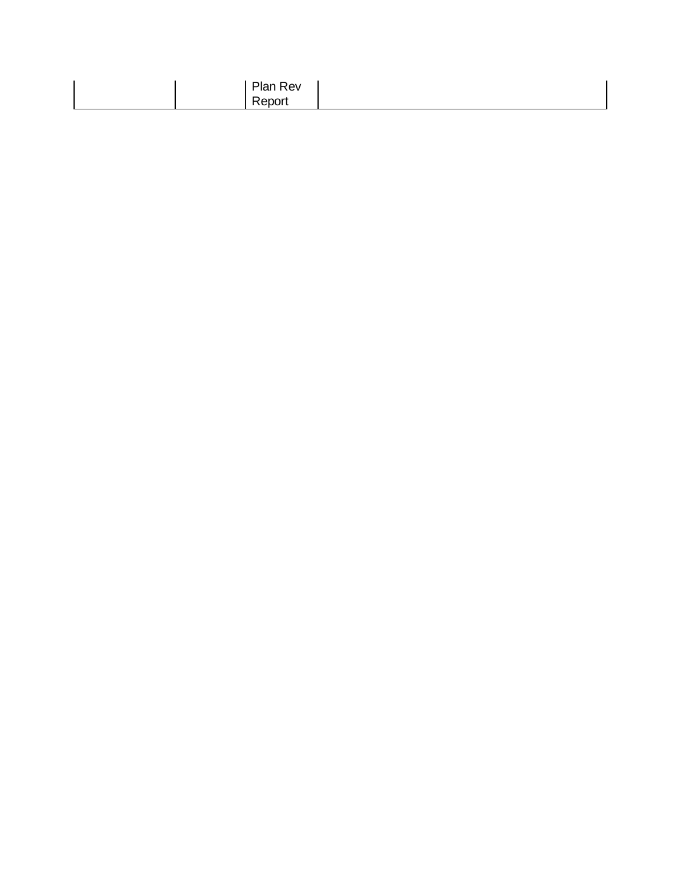| | | | |
|---|---|---|---|
| | | Plan Rev Report | |